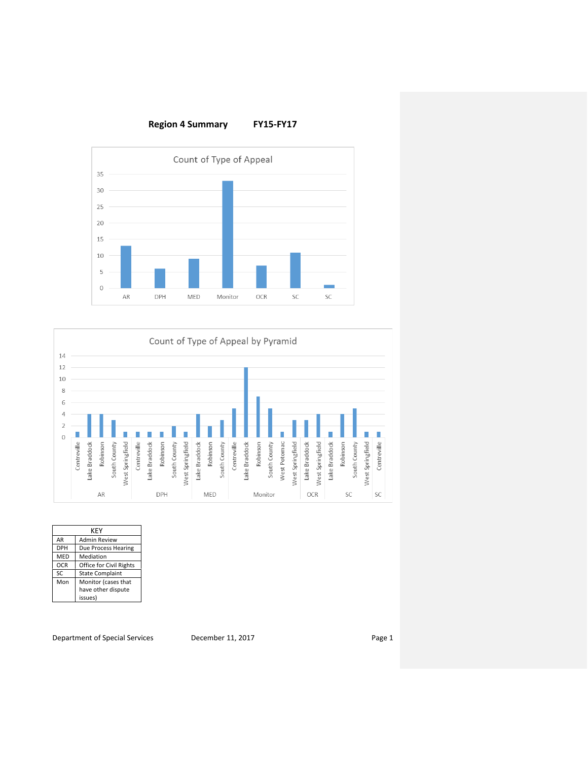**Region 4 Summary FY15-FY17**

Count of Type of Appeal

| Type | Count |
|---|---|
| AR | 13 |
| DPH | 6 |
| MED | 9 |
| Monitor | 33 |
| OCR | 7 |
| SC | 11 |
| SC | 1 |

Count of Type of Appeal by Pyramid

| Type | Pyramid | Count |
|---|---|---|
| AR | Centreville | 1 |
| AR | Lake Braddock | 4 |
| AR | Robinson | 4 |
| AR | South County | 3 |
| AR | West Springfield | 1 |
| DPH | Centreville | 1 |
| DPH | Lake Braddock | 1 |
| DPH | Robinson | 1 |
| DPH | South County | 2 |
| DPH | West Springfield | 1 |
| MED | Lake Braddock | 4 |
| MED | Robinson | 2 |
| MED | South County | 3 |
| Monitor | Centreville | 5 |
| Monitor | Lake Braddock | 12 |
| Monitor | Robinson | 7 |
| Monitor | South County | 5 |
| Monitor | West Potomac | 1 |
| Monitor | West Springfield | 3 |
| OCR | Lake Braddock | 3 |
| OCR | West Springfield | 4 |
| SC | Lake Braddock | 1 |
| SC | Robinson | 4 |
| SC | South County | 5 |
| SC | West Springfield | 1 |
| SC | Centreville | 1 |

| KEY | |
|---|---|
| AR | Admin Review |
| DPH | Due Process Hearing |
| MED | Mediation |
| OCR | Office for Civil Rights |
| SC | State Complaint |
| Mon | Monitor (cases that have other dispute issues) |

Department of Special Services December 11, 2017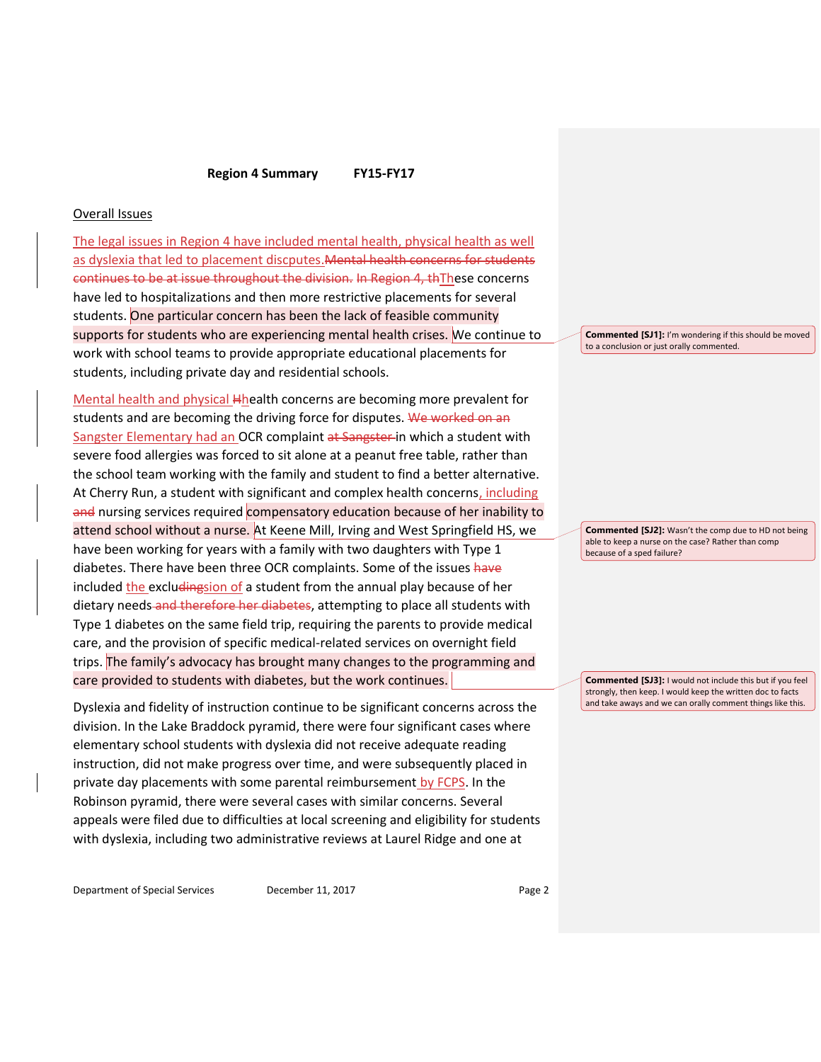**Region 4 Summary FY15-FY17**

Overall Issues

The legal issues in Region 4 have included mental health, physical health as well as dyslexia that led to placement discputes.~~Mental health concerns for students continues to be at issue throughout the division.~~ ~~In Region 4, th~~These concerns have led to hospitalizations and then more restrictive placements for several students. One particular concern has been the lack of feasible community supports for students who are experiencing mental health crises. We continue to work with school teams to provide appropriate educational placements for students, including private day and residential schools.

Mental health and physical ~~H~~health concerns are becoming more prevalent for students and are becoming the driving force for disputes. ~~We worked on an~~ Sangster Elementary had an OCR complaint ~~at Sangster~~ in which a student with severe food allergies was forced to sit alone at a peanut free table, rather than the school team working with the family and student to find a better alternative. At Cherry Run, a student with significant and complex health concerns, including ~~and~~ nursing services required compensatory education because of her inability to attend school without a nurse. At Keene Mill, Irving and West Springfield HS, we have been working for years with a family with two daughters with Type 1 diabetes. There have been three OCR complaints. Some of the issues ~~have~~ included the exclu~~ding~~sion of a student from the annual play because of her dietary needs ~~and therefore her diabetes~~, attempting to place all students with Type 1 diabetes on the same field trip, requiring the parents to provide medical care, and the provision of specific medical-related services on overnight field trips. The family's advocacy has brought many changes to the programming and care provided to students with diabetes, but the work continues.

Dyslexia and fidelity of instruction continue to be significant concerns across the division. In the Lake Braddock pyramid, there were four significant cases where elementary school students with dyslexia did not receive adequate reading instruction, did not make progress over time, and were subsequently placed in private day placements with some parental reimbursement by FCPS. In the Robinson pyramid, there were several cases with similar concerns. Several appeals were filed due to difficulties at local screening and eligibility for students with dyslexia, including two administrative reviews at Laurel Ridge and one at

> **Commented [SJ1]:** I'm wondering if this should be moved to a conclusion or just orally commented.

> **Commented [SJ2]:** Wasn't the comp due to HD not being able to keep a nurse on the case? Rather than comp because of a sped failure?

> **Commented [SJ3]:** I would not include this but if you feel strongly, then keep. I would keep the written doc to facts and take aways and we can orally comment things like this.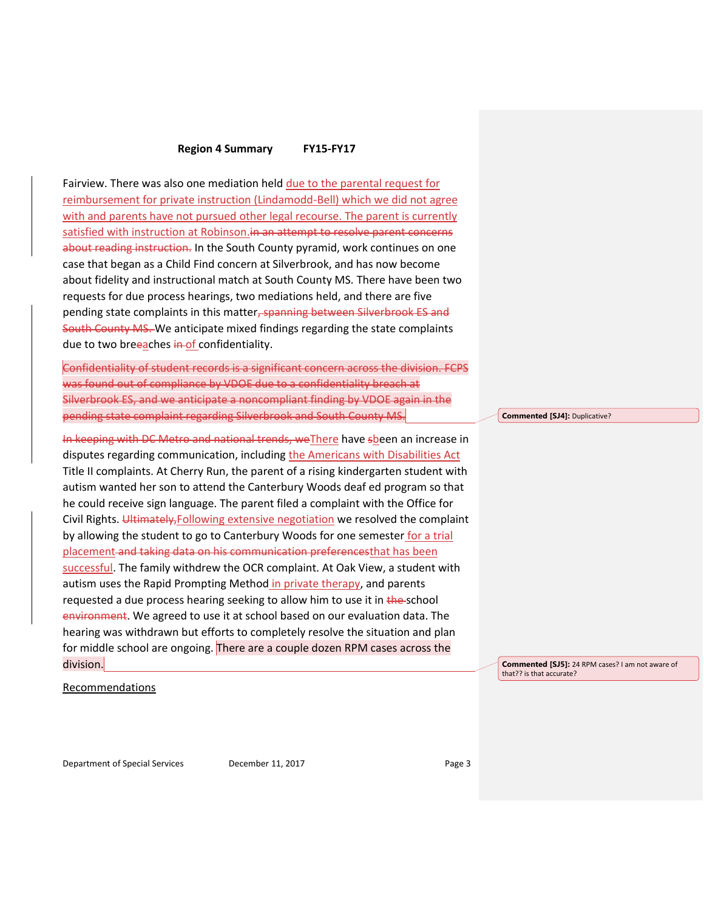Fairview. There was also one mediation held due to the parental request for reimbursement for private instruction (Lindamodd-Bell) which we did not agree with and parents have not pursued other legal recourse. The parent is currently satisfied with instruction at Robinson.~~in an attempt to resolve parent concerns about reading instruction.~~ In the South County pyramid, work continues on one case that began as a Child Find concern at Silverbrook, and has now become about fidelity and instructional match at South County MS. There have been two requests for due process hearings, two mediations held, and there are five pending state complaints in this matter~~, spanning between Silverbrook ES and South County MS.~~ We anticipate mixed findings regarding the state complaints due to two bre~~e~~aches ~~in~~ of confidentiality.

~~Confidentiality of student records is a significant concern across the division. FCPS was found out of compliance by VDOE due to a confidentiality breach at Silverbrook ES, and we anticipate a noncompliant finding by VDOE again in the pending state complaint regarding Silverbrook and South County MS.~~

> **Commented [SJ4]:** Duplicative?

~~In keeping with DC Metro and national trends, we~~There have ~~s~~been an increase in disputes regarding communication, including the Americans with Disabilities Act Title II complaints. At Cherry Run, the parent of a rising kindergarten student with autism wanted her son to attend the Canterbury Woods deaf ed program so that he could receive sign language. The parent filed a complaint with the Office for Civil Rights. ~~Ultimately,~~Following extensive negotiation we resolved the complaint by allowing the student to go to Canterbury Woods for one semester for a trial placement ~~and taking data on his communication preferences~~that has been successful. The family withdrew the OCR complaint. At Oak View, a student with autism uses the Rapid Prompting Method in private therapy, and parents requested a due process hearing seeking to allow him to use it in ~~the~~ school ~~environment~~. We agreed to use it at school based on our evaluation data. The hearing was withdrawn but efforts to completely resolve the situation and plan for middle school are ongoing. There are a couple dozen RPM cases across the division.

> **Commented [SJ5]:** 24 RPM cases? I am not aware of that?? is that accurate?

<u>Recommendations</u>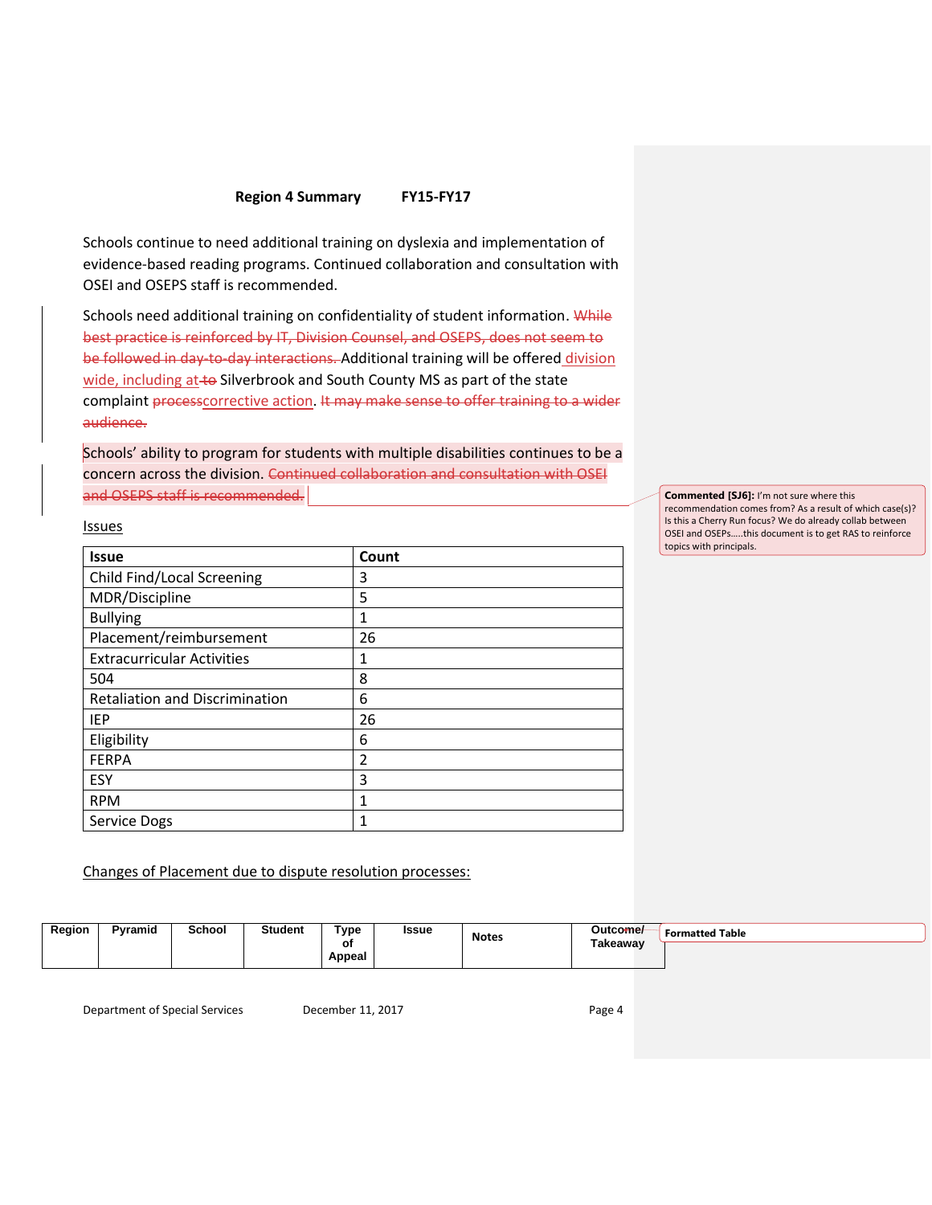**Region 4 Summary FY15-FY17**

Schools continue to need additional training on dyslexia and implementation of evidence-based reading programs. Continued collaboration and consultation with OSEI and OSEPS staff is recommended.

Schools need additional training on confidentiality of student information. ~~While best practice is reinforced by IT, Division Counsel, and OSEPS, does not seem to be followed in day-to-day interactions.~~ Additional training will be offered division wide, including at ~~to~~ Silverbrook and South County MS as part of the state complaint ~~process~~corrective action. ~~It may make sense to offer training to a wider audience.~~

Schools' ability to program for students with multiple disabilities continues to be a concern across the division. ~~Continued collaboration and consultation with OSEI and OSEPS staff is recommended.~~

> **Commented [SJ6]:** I'm not sure where this recommendation comes from? As a result of which case(s)? Is this a Cherry Run focus? We do already collab between OSEI and OSEPs.....this document is to get RAS to reinforce topics with principals.

Issues

| Issue | Count |
|---|---|
| Child Find/Local Screening | 3 |
| MDR/Discipline | 5 |
| Bullying | 1 |
| Placement/reimbursement | 26 |
| Extracurricular Activities | 1 |
| 504 | 8 |
| Retaliation and Discrimination | 6 |
| IEP | 26 |
| Eligibility | 6 |
| FERPA | 2 |
| ESY | 3 |
| RPM | 1 |
| Service Dogs | 1 |

Changes of Placement due to dispute resolution processes:

| Region | Pyramid | School | Student | Type of Appeal | Issue | Notes | Outcome/ Takeaway |
|---|---|---|---|---|---|---|---|

> **Formatted Table**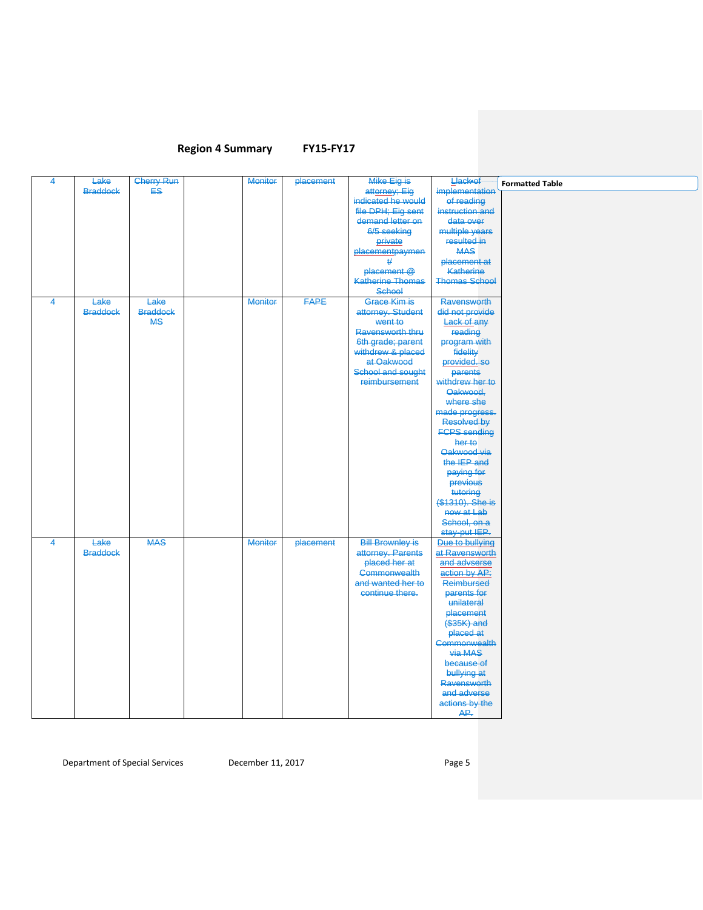**Region 4 Summary FY15-FY17**

| | | | | | | | |
|---|---|---|---|---|---|---|---|
| 4 | Lake Braddock | Cherry Run ES | | Monitor | placement | Mike Eig is attorney; Eig indicated he would file DPH; Eig sent demand letter on 6/5 seeking private placementpayment/ placement @ Katherine Thomas School | Llack of implementation of reading instruction and data over multiple years resulted in MAS placement at Katherine Thomas School |
| 4 | Lake Braddock | Lake Braddock MS | | Monitor | FAPE | Grace Kim is attorney. Student went to Ravensworth thru 6th grade; parent withdrew & placed at Oakwood School and sought reimbursement | Ravensworth did not provide Lack of any reading program with fidelity provided, so parents withdrew her to Oakwood, where she made progress. Resolved by FCPS sending her to Oakwood via the IEP and paying for previous tutoring ($1310). She is now at Lab School, on a stay-put IEP. |
| 4 | Lake Braddock | MAS | | Monitor | placement | Bill Brownley is attorney. Parents placed her at Commonwealth and wanted her to continue there. | Due to bullying at Ravensworth and advserse action by AP: Reimbursed parents for unilateral placement ($35K) and placed at Commonwealth via MAS because of bullying at Ravensworth and adverse actions by the AP. |

Formatted Table

Department of Special Services December 11, 2017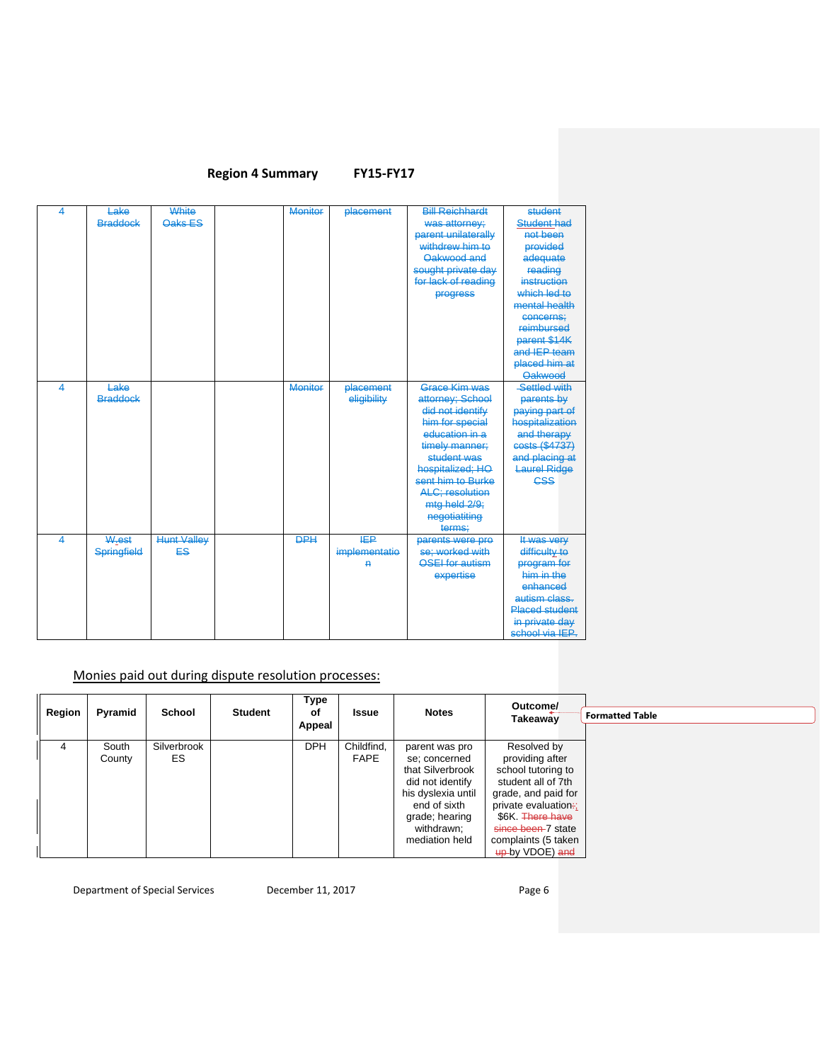## Region 4 Summary FY15-FY17

| 4 | ~~Lake Braddock~~ | ~~White Oaks ES~~ | | ~~Monitor~~ | ~~placement~~ | ~~Bill Reichhardt was attorney; parent unilaterally withdrew him to Oakwood and sought private day for lack of reading progress~~ | ~~student Student had not been provided adequate reading instruction which led to mental health concerns; reimbursed parent $14K and IEP team placed him at Oakwood~~ |
|---|---|---|---|---|---|---|---|
| 4 | ~~Lake Braddock~~ | | | ~~Monitor~~ | ~~placement eligibility~~ | ~~Grace Kim was attorney; School did not identify him for special education in a timely manner; student was hospitalized; HO sent him to Burke ALC; resolution mtg held 2/9; negotiatiting terms;~~ | ~~Settled with parents by paying part of hospitalization and therapy costs ($4737) and placing at Laurel Ridge CSS~~ |
| 4 | ~~W.est Springfield~~ | ~~Hunt Valley ES~~ | | ~~DPH~~ | ~~IEP implementation~~ | ~~parents were pro se; worked with OSEI for autism expertise~~ | ~~It was very difficulty to program for him in the enhanced autism class. Placed student in private day school via IEP.~~ |

Monies paid out during dispute resolution processes:

| Region | Pyramid | School | Student | Type of Appeal | Issue | Notes | Outcome/ Takeaway |
|---|---|---|---|---|---|---|---|
| 4 | South County | Silverbrook ES | | DPH | Childfind, FAPE | parent was pro se; concerned that Silverbrook did not identify his dyslexia until end of sixth grade; hearing withdrawn; mediation held | Resolved by providing after school tutoring to student all of 7th grade, and paid for private evaluation~~:~~, $6K. ~~There have since been~~ 7 state complaints (5 taken ~~up~~ by VDOE) ~~and~~ |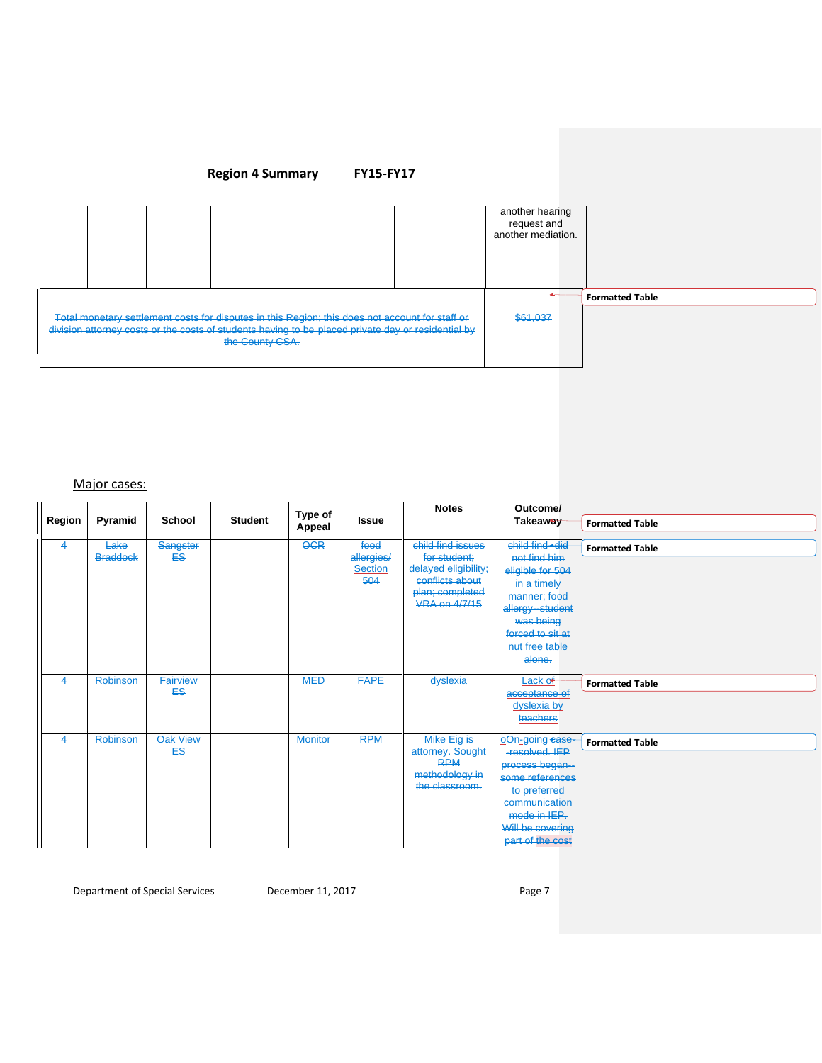## Region 4 Summary FY15-FY17

| | | | | | | | |
|---|---|---|---|---|---|---|---|
| | | | | | | | another hearing request and another mediation. |

| | |
|---|---|
| Total monetary settlement costs for disputes in this Region; this does not account for staff or division attorney costs or the costs of students having to be placed private day or residential by the County CSA. | $61,037 |

Major cases:

| Region | Pyramid | School | Student | Type of Appeal | Issue | Notes | Outcome/ Takeaway |
|---|---|---|---|---|---|---|---|
| 4 | Lake Braddock | Sangster ES | | OCR | food allergies/ Section 504 | child find issues for student; delayed eligibility; conflicts about plan; completed VRA on 4/7/15 | child find--did not find him eligible for 504 in a timely manner; food allergy--student was being forced to sit at nut free table alone. |
| 4 | Robinson | Fairview ES | | MED | FAPE | dyslexia | Lack of acceptance of dyslexia by teachers |
| 4 | Robinson | Oak View ES | | Monitor | RPM | Mike Eig is attorney. Sought RPM methodology in the classroom. | oOn-going case--resolved. IEP process began--some references to preferred communication mode in IEP. Will be covering part of the cost |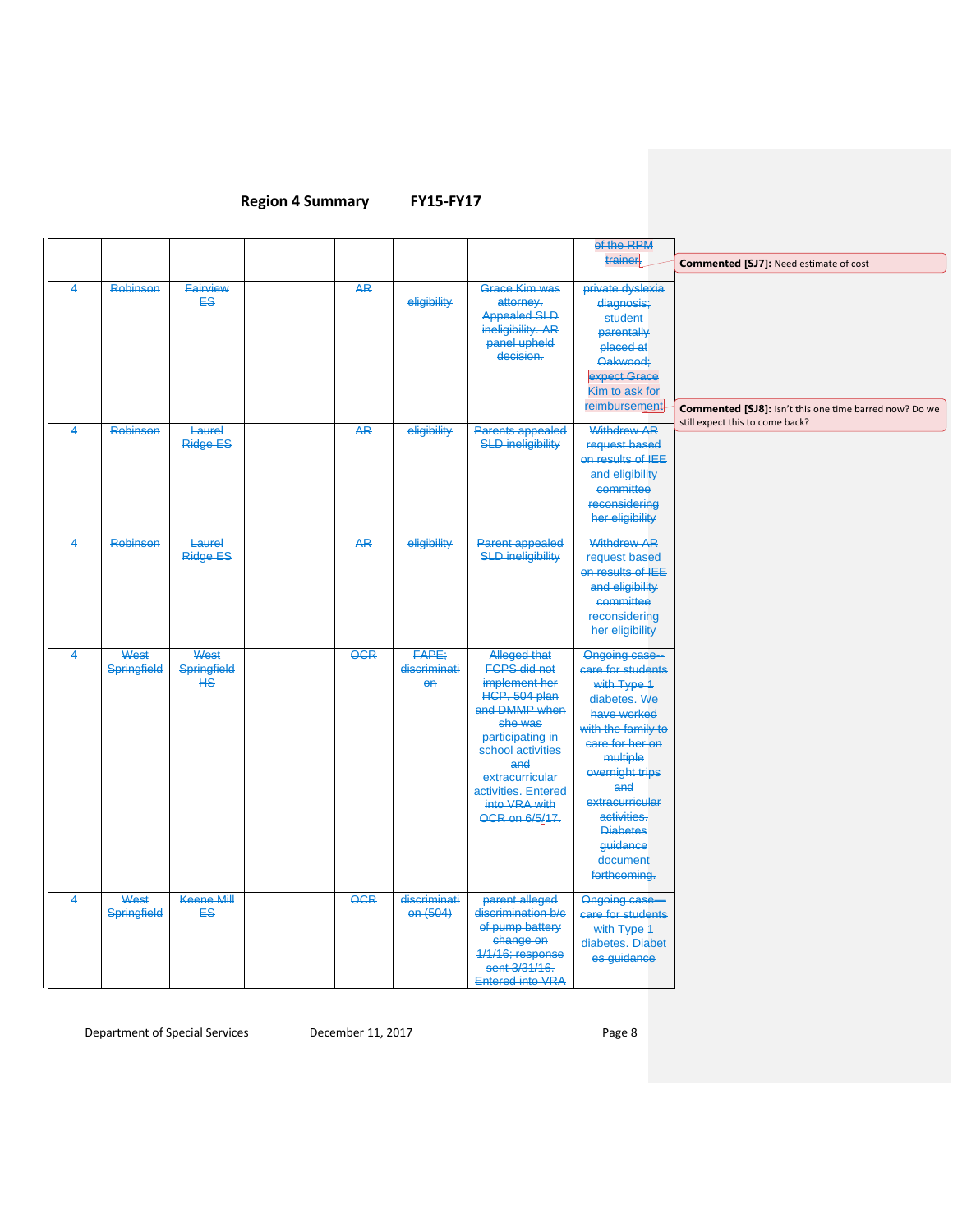## Region 4 Summary FY15-FY17

| | | | | | | | |
|---|---|---|---|---|---|---|---|
| | | | | | | | of the RPM trainer |
| 4 | Robinson | Fairview ES | | AR | eligibility | Grace Kim was attorney. Appealed SLD ineligibility. AR panel upheld decision. | private dyslexia diagnosis; student parentally placed at Oakwood; expect Grace Kim to ask for reimbursement |
| 4 | Robinson | Laurel Ridge ES | | AR | eligibility | Parents appealed SLD ineligibility | Withdrew AR request based on results of IEE and eligibility committee reconsidering her eligibility |
| 4 | Robinson | Laurel Ridge ES | | AR | eligibility | Parent appealed SLD ineligibility | Withdrew AR request based on results of IEE and eligibility committee reconsidering her eligibility |
| 4 | West Springfield | West Springfield HS | | OCR | FAPE; discrimination | Alleged that FCPS did not implement her HCP, 504 plan and DMMP when she was participating in school activities and extracurricular activities. Entered into VRA with OCR on 6/5/17. | Ongoing case--care for students with Type 1 diabetes. We have worked with the family to care for her on multiple overnight trips and extracurricular activities. Diabetes guidance document forthcoming. |
| 4 | West Springfield | Keene Mill ES | | OCR | discrimination (504) | parent alleged discrimination b/c of pump battery change on 1/1/16; response sent 3/31/16. Entered into VRA | Ongoing case—care for students with Type 1 diabetes. Diabetes guidance |

**Commented [SJ7]:** Need estimate of cost

**Commented [SJ8]:** Isn't this one time barred now? Do we still expect this to come back?

Department of Special Services December 11, 2017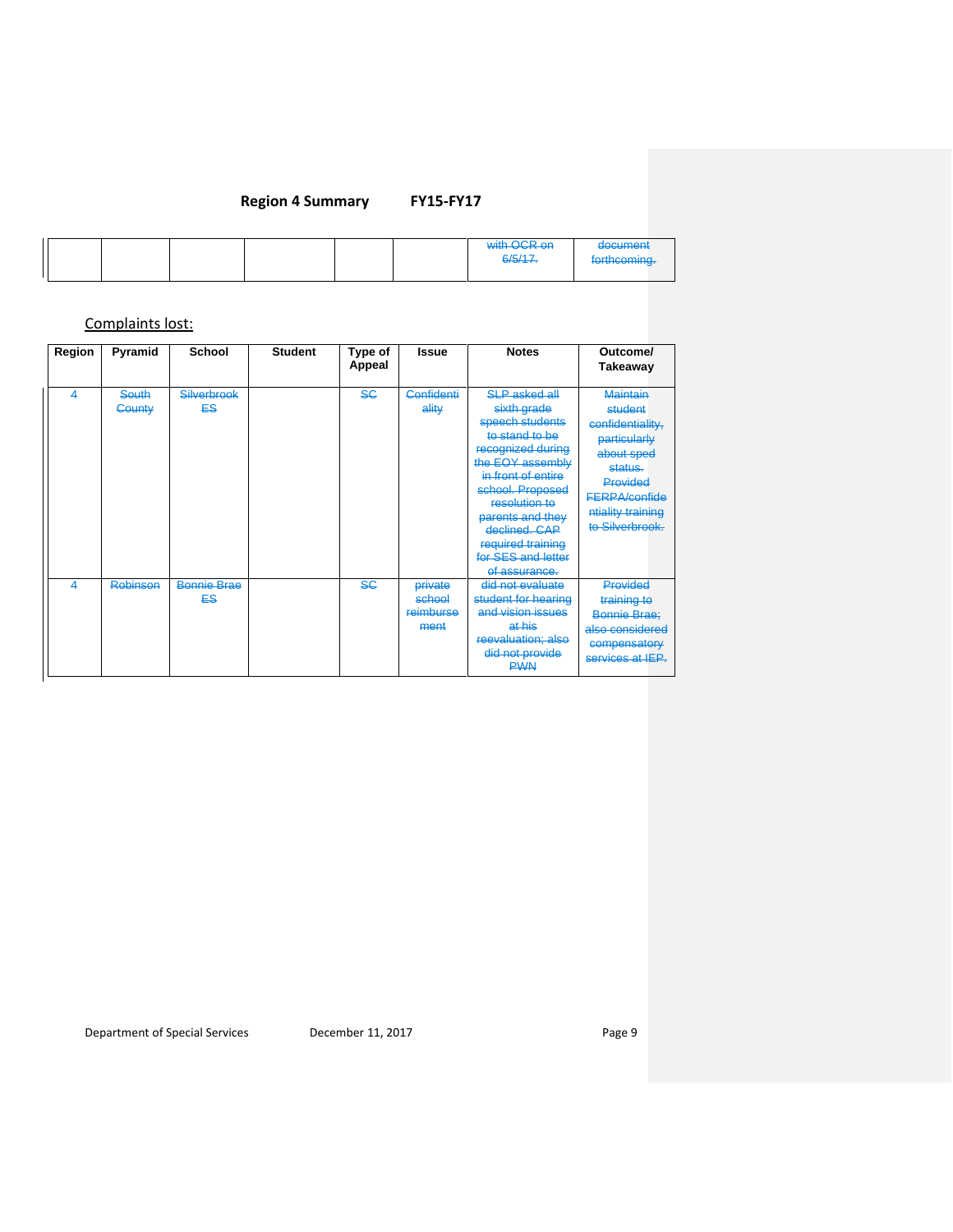## Region 4 Summary FY15-FY17

| | | | | | | | |
|---|---|---|---|---|---|---|---|
| | | | | | | ~~with OCR on 6/5/17.~~ | ~~document forthcoming.~~ |

Complaints lost:

| Region | Pyramid | School | Student | Type of Appeal | Issue | Notes | Outcome/ Takeaway |
|---|---|---|---|---|---|---|---|
| ~~4~~ | ~~South County~~ | ~~Silverbrook ES~~ | | ~~SC~~ | ~~Confidentiality~~ | ~~SLP asked all sixth grade speech students to stand to be recognized during the EOY assembly in front of entire school. Proposed resolution to parents and they declined. CAP required training for SES and letter of assurance.~~ | ~~Maintain student confidentiality, particularly about sped status. Provided FERPA/confidentiality training to Silverbrook.~~ |
| ~~4~~ | ~~Robinson~~ | ~~Bonnie Brae ES~~ | | ~~SC~~ | ~~private school reimbursement~~ | ~~did not evaluate student for hearing and vision issues at his reevaluation; also did not provide PWN~~ | ~~Provided training to Bonnie Brae; also considered compensatory services at IEP.~~ |